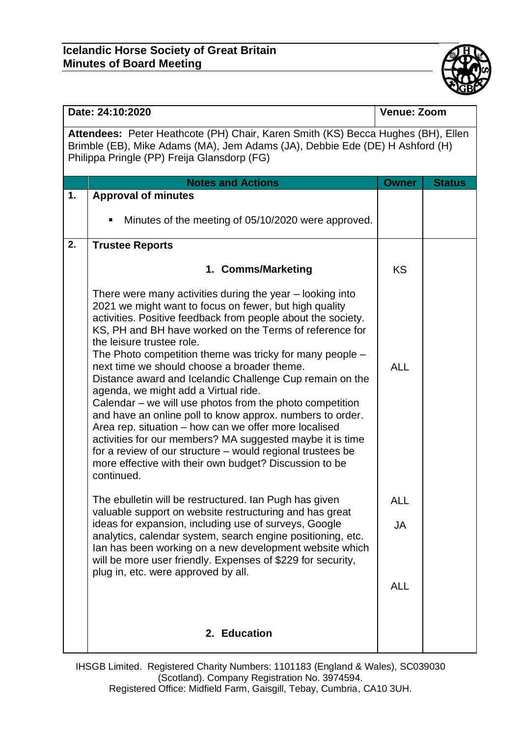**Icelandic Horse Society of Great Britain**
**Minutes of Board Meeting**

| **Date: 24:10:2020** | | **Venue: Zoom** | |
|---|---|---|---|
| **Attendees:** Peter Heathcote (PH) Chair, Karen Smith (KS) Becca Hughes (BH), Ellen Brimble (EB), Mike Adams (MA), Jem Adams (JA), Debbie Ede (DE) H Ashford (H) Philippa Pringle (PP) Freija Glansdorp (FG) | | | |
| | **Notes and Actions** | **Owner** | **Status** |
| **1.** | **Approval of minutes**<br><br>▪ Minutes of the meeting of 05/10/2020 were approved. | | |
| **2.** | **Trustee Reports** | | |
| | **1. Comms/Marketing** | KS | |
| | There were many activities during the year – looking into 2021 we might want to focus on fewer, but high quality activities. Positive feedback from people about the society. KS, PH and BH have worked on the Terms of reference for the leisure trustee role.<br>The Photo competition theme was tricky for many people – next time we should choose a broader theme.<br>Distance award and Icelandic Challenge Cup remain on the agenda, we might add a Virtual ride.<br>Calendar – we will use photos from the photo competition and have an online poll to know approx. numbers to order.<br>Area rep. situation – how can we offer more localised activities for our members? MA suggested maybe it is time for a review of our structure – would regional trustees be more effective with their own budget? Discussion to be continued. | ALL | |
| | The ebulletin will be restructured. Ian Pugh has given valuable support on website restructuring and has great ideas for expansion, including use of surveys, Google analytics, calendar system, search engine positioning, etc. Ian has been working on a new development website which will be more user friendly. Expenses of $229 for security, plug in, etc. were approved by all. | ALL<br><br>JA<br><br>ALL | |
| | **2. Education** | | |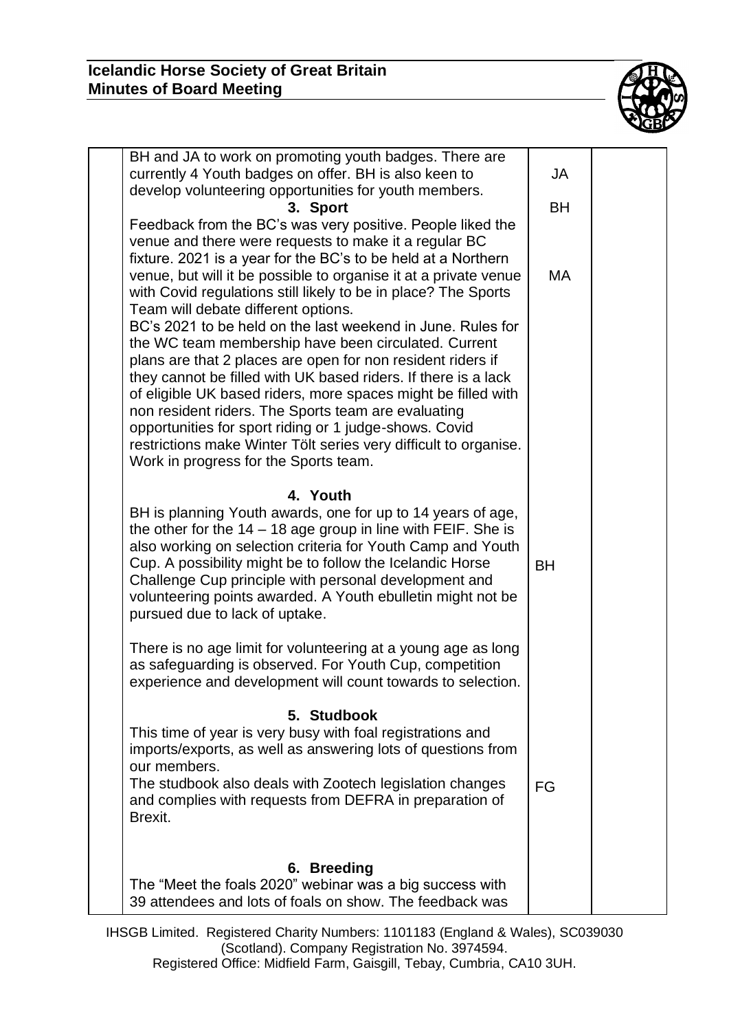| | | | |
|---|---|---|---|
| | BH and JA to work on promoting youth badges. There are currently 4 Youth badges on offer. BH is also keen to develop volunteering opportunities for youth members. | JA | |
| | **3. Sport** | BH | |
| | Feedback from the BC's was very positive. People liked the venue and there were requests to make it a regular BC fixture. 2021 is a year for the BC's to be held at a Northern venue, but will it be possible to organise it at a private venue with Covid regulations still likely to be in place? The Sports Team will debate different options.<br>BC's 2021 to be held on the last weekend in June. Rules for the WC team membership have been circulated. Current plans are that 2 places are open for non resident riders if they cannot be filled with UK based riders. If there is a lack of eligible UK based riders, more spaces might be filled with non resident riders. The Sports team are evaluating opportunities for sport riding or 1 judge-shows. Covid restrictions make Winter Tölt series very difficult to organise. Work in progress for the Sports team. | MA | |
| | **4. Youth**<br>BH is planning Youth awards, one for up to 14 years of age, the other for the 14 – 18 age group in line with FEIF. She is also working on selection criteria for Youth Camp and Youth Cup. A possibility might be to follow the Icelandic Horse Challenge Cup principle with personal development and volunteering points awarded. A Youth ebulletin might not be pursued due to lack of uptake.<br><br>There is no age limit for volunteering at a young age as long as safeguarding is observed. For Youth Cup, competition experience and development will count towards to selection. | BH | |
| | **5. Studbook**<br>This time of year is very busy with foal registrations and imports/exports, as well as answering lots of questions from our members.<br>The studbook also deals with Zootech legislation changes and complies with requests from DEFRA in preparation of Brexit. | FG | |
| | **6. Breeding**<br>The "Meet the foals 2020" webinar was a big success with 39 attendees and lots of foals on show. The feedback was | | |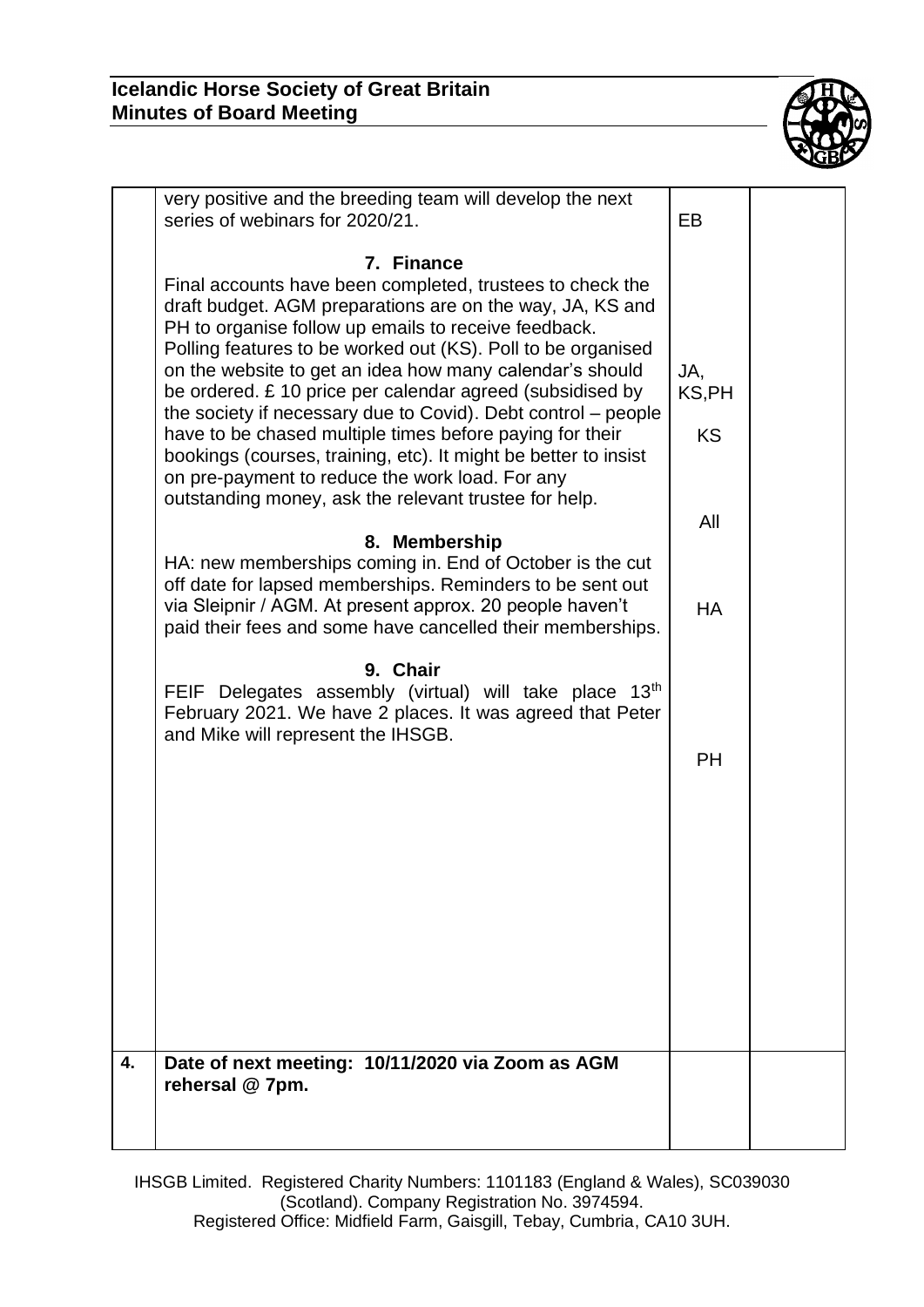| | | | |
|---|---|---|---|
| | very positive and the breeding team will develop the next series of webinars for 2020/21.<br><br>**7. Finance**<br>Final accounts have been completed, trustees to check the draft budget. AGM preparations are on the way, JA, KS and PH to organise follow up emails to receive feedback. Polling features to be worked out (KS). Poll to be organised on the website to get an idea how many calendar's should be ordered. £ 10 price per calendar agreed (subsidised by the society if necessary due to Covid). Debt control – people have to be chased multiple times before paying for their bookings (courses, training, etc). It might be better to insist on pre-payment to reduce the work load. For any outstanding money, ask the relevant trustee for help.<br><br>**8. Membership**<br>HA: new memberships coming in. End of October is the cut off date for lapsed memberships. Reminders to be sent out via Sleipnir / AGM. At present approx. 20 people haven't paid their fees and some have cancelled their memberships.<br><br>**9. Chair**<br>FEIF Delegates assembly (virtual) will take place 13th February 2021. We have 2 places. It was agreed that Peter and Mike will represent the IHSGB. | EB<br><br>JA, KS,PH<br><br>KS<br><br>All<br><br>HA<br><br>PH | |
| **4.** | **Date of next meeting: 10/11/2020 via Zoom as AGM rehersal @ 7pm.** | | |

IHSGB Limited. Registered Charity Numbers: 1101183 (England & Wales), SC039030 (Scotland). Company Registration No. 3974594.
Registered Office: Midfield Farm, Gaisgill, Tebay, Cumbria, CA10 3UH.